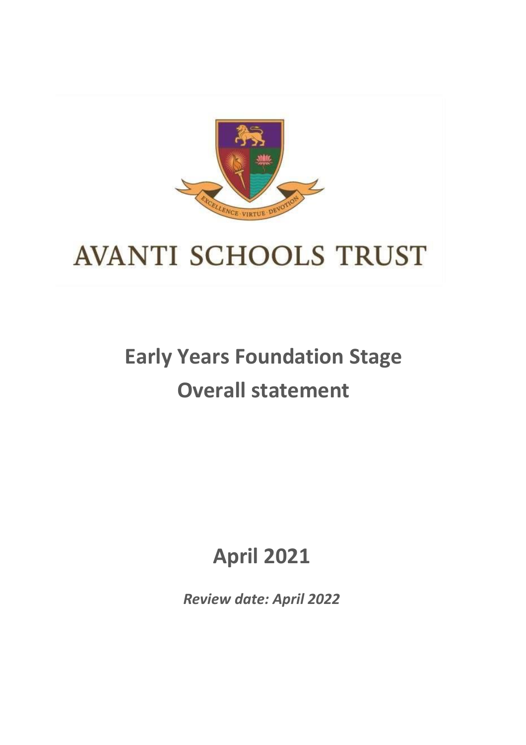AVANTI SCHOOLS TRUST

# Early Years Foundation Stage Overall statement

## April 2021

*Review date: April 2022*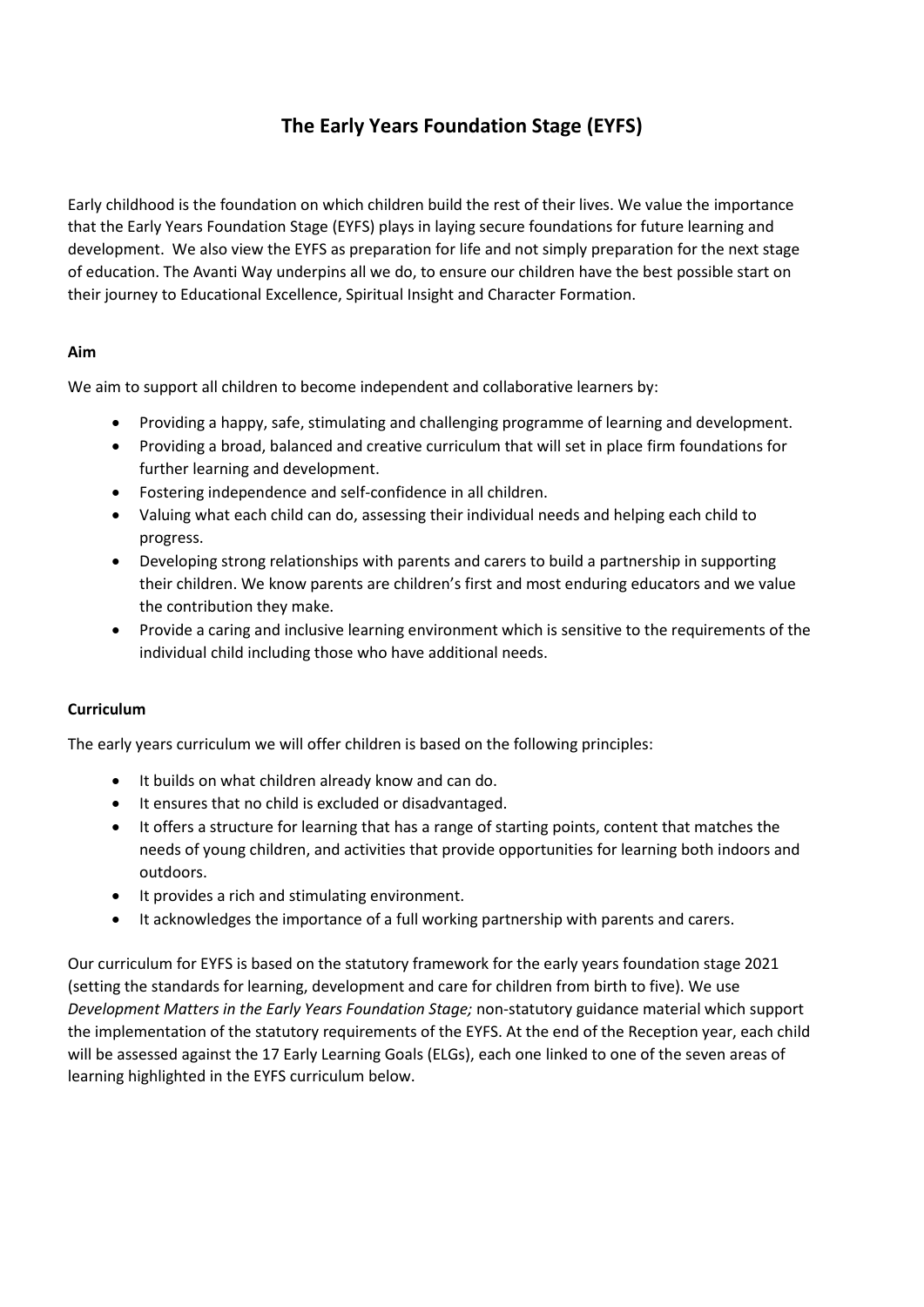# The Early Years Foundation Stage (EYFS)

Early childhood is the foundation on which children build the rest of their lives. We value the importance that the Early Years Foundation Stage (EYFS) plays in laying secure foundations for future learning and development. We also view the EYFS as preparation for life and not simply preparation for the next stage of education. The Avanti Way underpins all we do, to ensure our children have the best possible start on their journey to Educational Excellence, Spiritual Insight and Character Formation.

**Aim**

We aim to support all children to become independent and collaborative learners by:

- Providing a happy, safe, stimulating and challenging programme of learning and development.
- Providing a broad, balanced and creative curriculum that will set in place firm foundations for further learning and development.
- Fostering independence and self-confidence in all children.
- Valuing what each child can do, assessing their individual needs and helping each child to progress.
- Developing strong relationships with parents and carers to build a partnership in supporting their children. We know parents are children's first and most enduring educators and we value the contribution they make.
- Provide a caring and inclusive learning environment which is sensitive to the requirements of the individual child including those who have additional needs.

**Curriculum**

The early years curriculum we will offer children is based on the following principles:

- It builds on what children already know and can do.
- It ensures that no child is excluded or disadvantaged.
- It offers a structure for learning that has a range of starting points, content that matches the needs of young children, and activities that provide opportunities for learning both indoors and outdoors.
- It provides a rich and stimulating environment.
- It acknowledges the importance of a full working partnership with parents and carers.

Our curriculum for EYFS is based on the statutory framework for the early years foundation stage 2021 (setting the standards for learning, development and care for children from birth to five). We use *Development Matters in the Early Years Foundation Stage;* non-statutory guidance material which support the implementation of the statutory requirements of the EYFS. At the end of the Reception year, each child will be assessed against the 17 Early Learning Goals (ELGs), each one linked to one of the seven areas of learning highlighted in the EYFS curriculum below.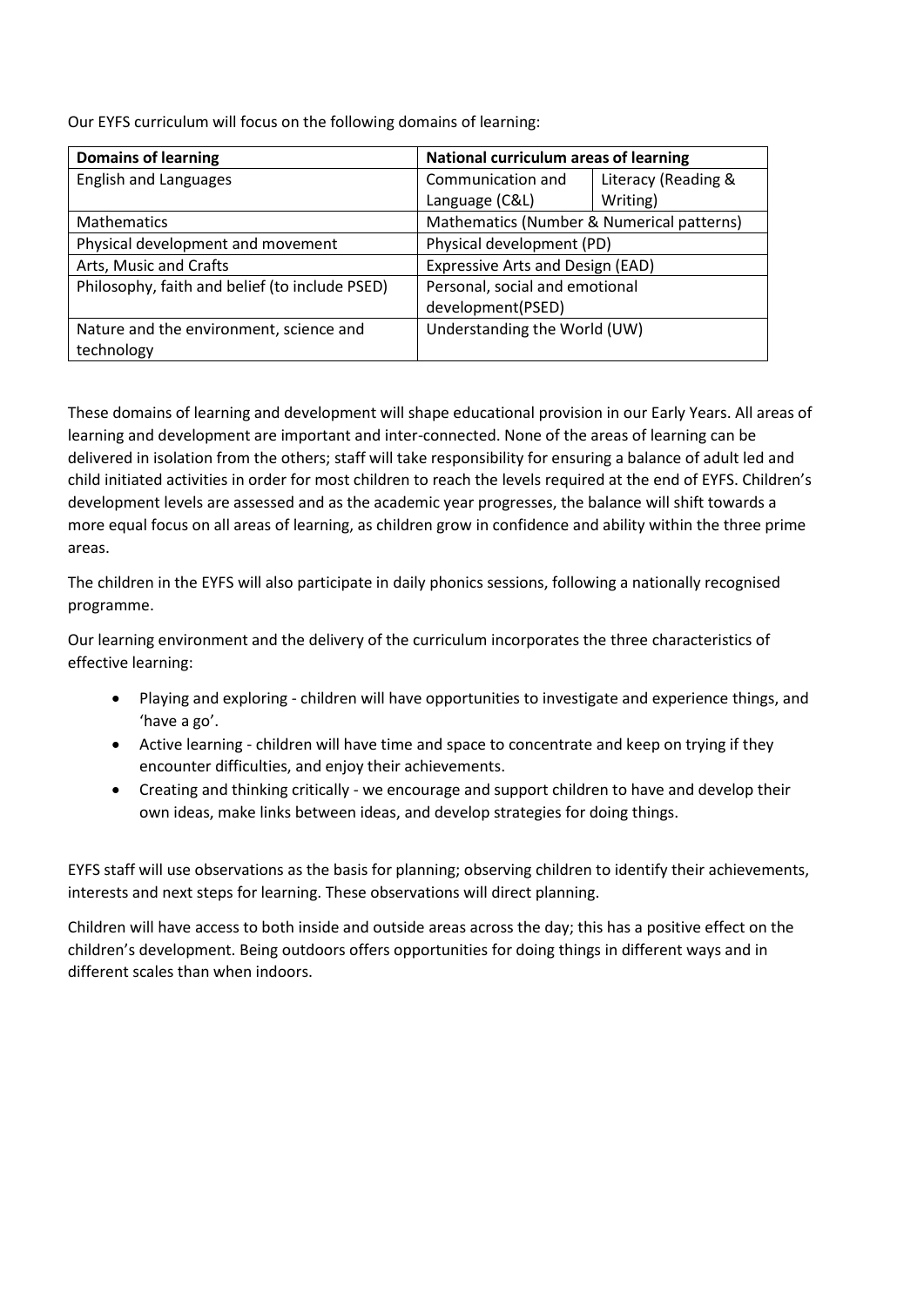Our EYFS curriculum will focus on the following domains of learning:

| Domains of learning | National curriculum areas of learning | |
|---|---|---|
| English and Languages | Communication and Language (C&L) | Literacy (Reading & Writing) |
| Mathematics | Mathematics (Number & Numerical patterns) | |
| Physical development and movement | Physical development (PD) | |
| Arts, Music and Crafts | Expressive Arts and Design (EAD) | |
| Philosophy, faith and belief (to include PSED) | Personal, social and emotional development(PSED) | |
| Nature and the environment, science and technology | Understanding the World (UW) | |

These domains of learning and development will shape educational provision in our Early Years. All areas of learning and development are important and inter-connected. None of the areas of learning can be delivered in isolation from the others; staff will take responsibility for ensuring a balance of adult led and child initiated activities in order for most children to reach the levels required at the end of EYFS. Children's development levels are assessed and as the academic year progresses, the balance will shift towards a more equal focus on all areas of learning, as children grow in confidence and ability within the three prime areas.

The children in the EYFS will also participate in daily phonics sessions, following a nationally recognised programme.

Our learning environment and the delivery of the curriculum incorporates the three characteristics of effective learning:

- Playing and exploring - children will have opportunities to investigate and experience things, and 'have a go'.
- Active learning - children will have time and space to concentrate and keep on trying if they encounter difficulties, and enjoy their achievements.
- Creating and thinking critically - we encourage and support children to have and develop their own ideas, make links between ideas, and develop strategies for doing things.

EYFS staff will use observations as the basis for planning; observing children to identify their achievements, interests and next steps for learning. These observations will direct planning.

Children will have access to both inside and outside areas across the day; this has a positive effect on the children's development. Being outdoors offers opportunities for doing things in different ways and in different scales than when indoors.